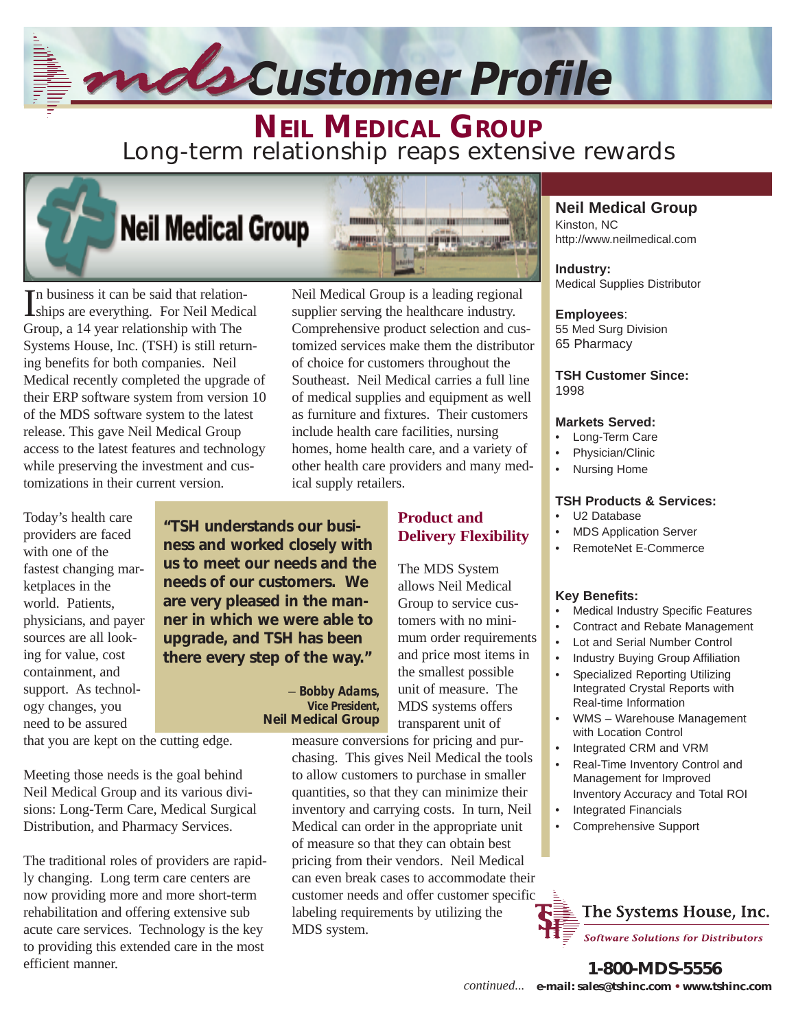# mds Customer Profile

## NEIL MEDICAL GROUP

### Long-term relationship reaps extensive rewards

In business it can be said that relationships are everything. For Neil Medical Group, a 14 year relationship with The Systems House, Inc. (TSH) is still returning benefits for both companies. Neil Medical recently completed the upgrade of their ERP software system from version 10 of the MDS software system to the latest release. This gave Neil Medical Group access to the latest features and technology while preserving the investment and customizations in their current version.

Neil Medical Group is a leading regional supplier serving the healthcare industry. Comprehensive product selection and customized services make them the distributor of choice for customers throughout the Southeast. Neil Medical carries a full line of medical supplies and equipment as well as furniture and fixtures. Their customers include health care facilities, nursing homes, home health care, and a variety of other health care providers and many medical supply retailers.

Today's health care providers are faced with one of the fastest changing marketplaces in the world. Patients, physicians, and payer sources are all looking for value, cost containment, and support. As technology changes, you need to be assured that you are kept on the cutting edge.

> **"TSH understands our business and worked closely with us to meet our needs and the needs of our customers. We are very pleased in the manner in which we were able to upgrade, and TSH has been there every step of the way."**
>
> – **Bobby Adams, Vice President, Neil Medical Group**

Meeting those needs is the goal behind Neil Medical Group and its various divisions: Long-Term Care, Medical Surgical Distribution, and Pharmacy Services.

The traditional roles of providers are rapidly changing. Long term care centers are now providing more and more short-term rehabilitation and offering extensive sub acute care services. Technology is the key to providing this extended care in the most efficient manner.

### Product and Delivery Flexibility

The MDS System allows Neil Medical Group to service customers with no minimum order requirements and price most items in the smallest possible unit of measure. The MDS systems offers transparent unit of measure conversions for pricing and purchasing. This gives Neil Medical the tools to allow customers to purchase in smaller quantities, so that they can minimize their inventory and carrying costs. In turn, Neil Medical can order in the appropriate unit of measure so that they can obtain best pricing from their vendors. Neil Medical can even break cases to accommodate their customer needs and offer customer specific labeling requirements by utilizing the MDS system.

*continued...*

---

**Neil Medical Group**
Kinston, NC
http://www.neilmedical.com

**Industry:**
Medical Supplies Distributor

**Employees**:
55 Med Surg Division
65 Pharmacy

**TSH Customer Since:**
1998

**Markets Served:**
- Long-Term Care
- Physician/Clinic
- Nursing Home

**TSH Products & Services:**
- U2 Database
- MDS Application Server
- RemoteNet E-Commerce

**Key Benefits:**
- Medical Industry Specific Features
- Contract and Rebate Management
- Lot and Serial Number Control
- Industry Buying Group Affiliation
- Specialized Reporting Utilizing Integrated Crystal Reports with Real-time Information
- WMS – Warehouse Management with Location Control
- Integrated CRM and VRM
- Real-Time Inventory Control and Management for Improved Inventory Accuracy and Total ROI
- Integrated Financials
- Comprehensive Support

The Systems House, Inc.
*Software Solutions for Distributors*

**1-800-MDS-5556**
**e-mail: sales@tshinc.com • www.tshinc.com**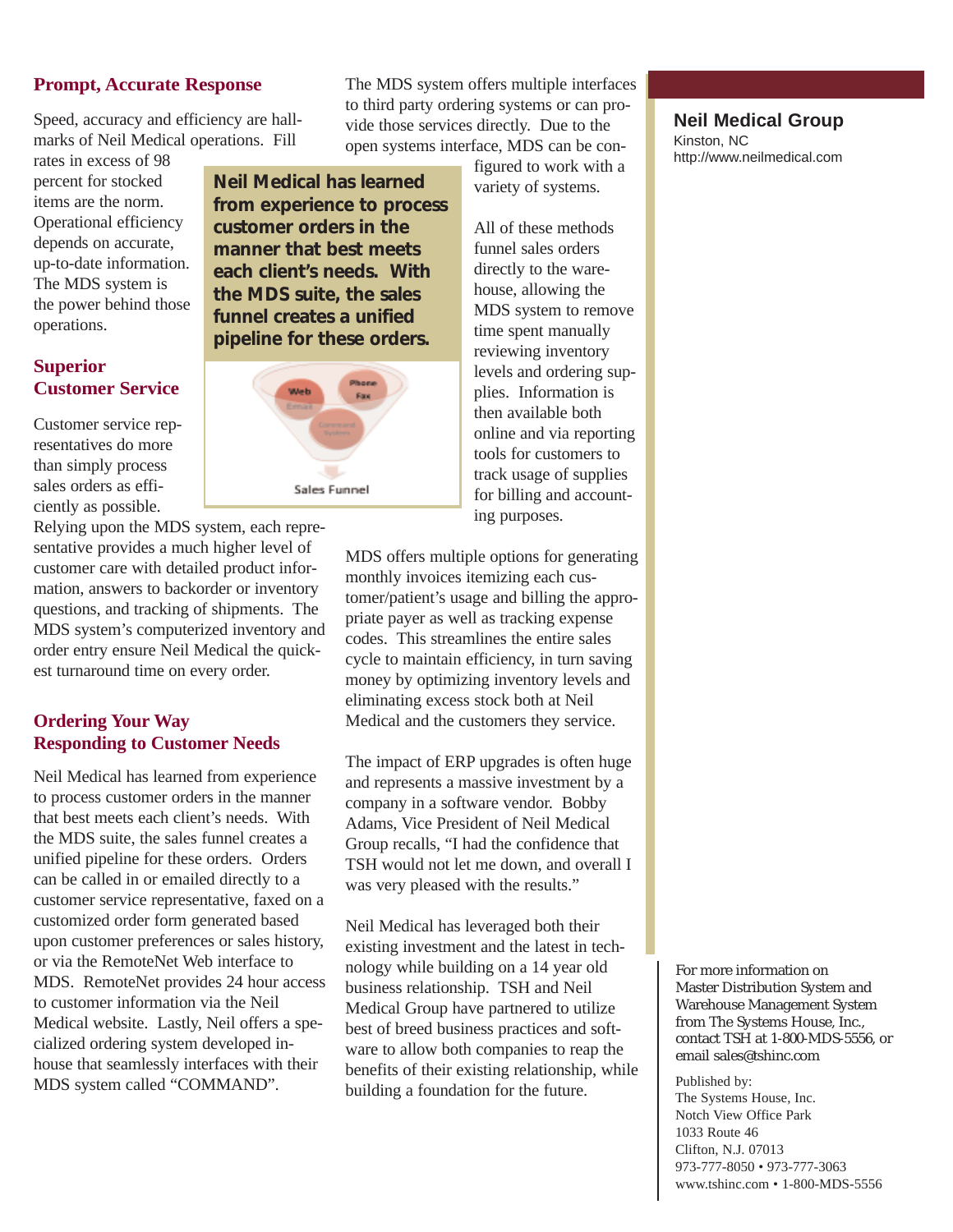## Prompt, Accurate Response

Speed, accuracy and efficiency are hallmarks of Neil Medical operations. Fill rates in excess of 98 percent for stocked items are the norm. Operational efficiency depends on accurate, up-to-date information. The MDS system is the power behind those operations.

## Superior Customer Service

Customer service representatives do more than simply process sales orders as efficiently as possible. Relying upon the MDS system, each representative provides a much higher level of customer care with detailed product information, answers to backorder or inventory questions, and tracking of shipments. The MDS system's computerized inventory and order entry ensure Neil Medical the quickest turnaround time on every order.

## Ordering Your Way Responding to Customer Needs

Neil Medical has learned from experience to process customer orders in the manner that best meets each client's needs. With the MDS suite, the sales funnel creates a unified pipeline for these orders. Orders can be called in or emailed directly to a customer service representative, faxed on a customized order form generated based upon customer preferences or sales history, or via the RemoteNet Web interface to MDS. RemoteNet provides 24 hour access to customer information via the Neil Medical website. Lastly, Neil offers a specialized ordering system developed in-house that seamlessly interfaces with their MDS system called "COMMAND".

**Neil Medical has learned from experience to process customer orders in the manner that best meets each client's needs. With the MDS suite, the sales funnel creates a unified pipeline for these orders.**

Web
Email
Phone
Fax
Command
System
Sales Funnel

The MDS system offers multiple interfaces to third party ordering systems or can provide those services directly. Due to the open systems interface, MDS can be configured to work with a variety of systems.

All of these methods funnel sales orders directly to the warehouse, allowing the MDS system to remove time spent manually reviewing inventory levels and ordering supplies. Information is then available both online and via reporting tools for customers to track usage of supplies for billing and accounting purposes.

MDS offers multiple options for generating monthly invoices itemizing each customer/patient's usage and billing the appropriate payer as well as tracking expense codes. This streamlines the entire sales cycle to maintain efficiency, in turn saving money by optimizing inventory levels and eliminating excess stock both at Neil Medical and the customers they service.

The impact of ERP upgrades is often huge and represents a massive investment by a company in a software vendor. Bobby Adams, Vice President of Neil Medical Group recalls, "I had the confidence that TSH would not let me down, and overall I was very pleased with the results."

Neil Medical has leveraged both their existing investment and the latest in technology while building on a 14 year old business relationship. TSH and Neil Medical Group have partnered to utilize best of breed business practices and software to allow both companies to reap the benefits of their existing relationship, while building a foundation for the future.

**Neil Medical Group**
Kinston, NC
http://www.neilmedical.com

For more information on Master Distribution System and Warehouse Management System from The Systems House, Inc., contact TSH at 1-800-MDS-5556, or email sales@tshinc.com

Published by:
The Systems House, Inc.
Notch View Office Park
1033 Route 46
Clifton, N.J. 07013
973-777-8050 • 973-777-3063
www.tshinc.com • 1-800-MDS-5556